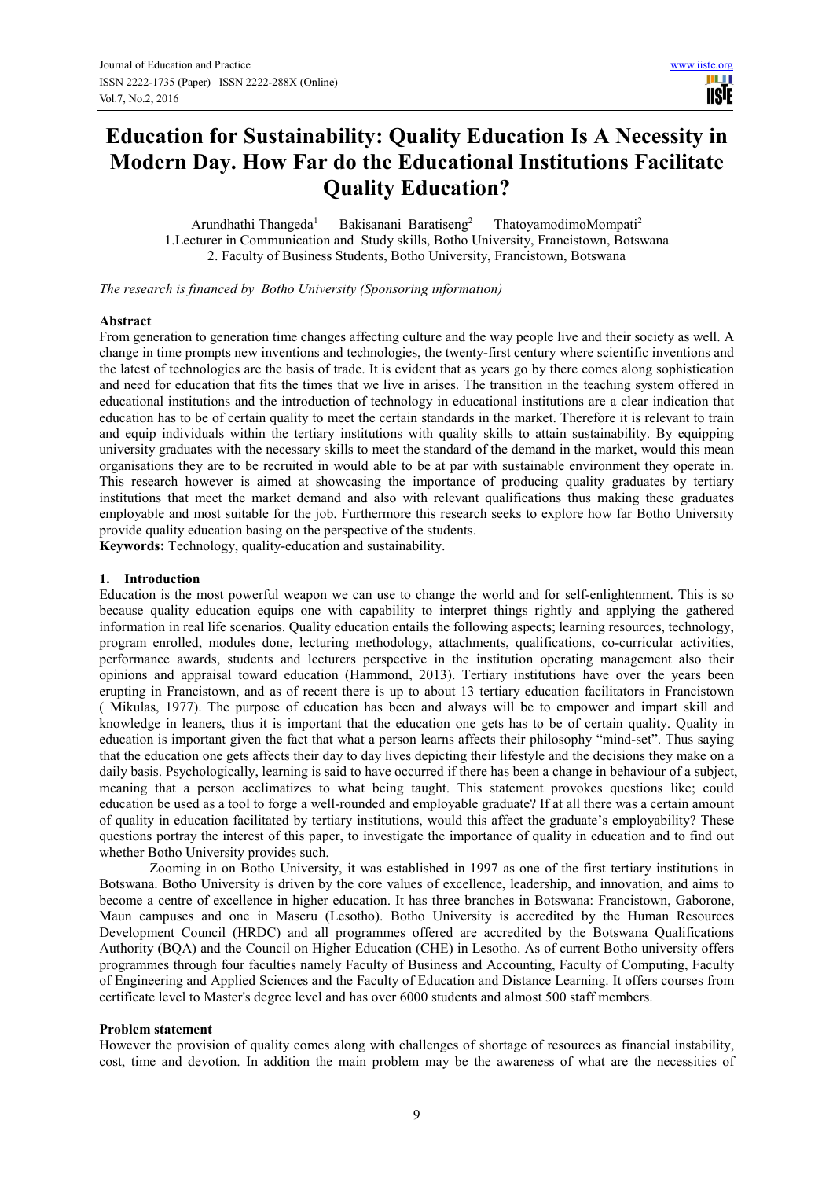# Education for Sustainability: Quality Education Is A Necessity in Modern Day. How Far do the Educational Institutions Facilitate Quality Education?

Arundhathi Thangeda[1] Bakisanani Baratiseng[2] ThatoyamodimoMompati[2]

1.Lecturer in Communication and Study skills, Botho University, Francistown, Botswana

2. Faculty of Business Students, Botho University, Francistown, Botswana

*The research is financed by Botho University (Sponsoring information)*

**Abstract**

From generation to generation time changes affecting culture and the way people live and their society as well. A change in time prompts new inventions and technologies, the twenty-first century where scientific inventions and the latest of technologies are the basis of trade. It is evident that as years go by there comes along sophistication and need for education that fits the times that we live in arises. The transition in the teaching system offered in educational institutions and the introduction of technology in educational institutions are a clear indication that education has to be of certain quality to meet the certain standards in the market. Therefore it is relevant to train and equip individuals within the tertiary institutions with quality skills to attain sustainability. By equipping university graduates with the necessary skills to meet the standard of the demand in the market, would this mean organisations they are to be recruited in would able to be at par with sustainable environment they operate in. This research however is aimed at showcasing the importance of producing quality graduates by tertiary institutions that meet the market demand and also with relevant qualifications thus making these graduates employable and most suitable for the job. Furthermore this research seeks to explore how far Botho University provide quality education basing on the perspective of the students.

**Keywords:** Technology, quality-education and sustainability.

## 1. Introduction

Education is the most powerful weapon we can use to change the world and for self-enlightenment. This is so because quality education equips one with capability to interpret things rightly and applying the gathered information in real life scenarios. Quality education entails the following aspects; learning resources, technology, program enrolled, modules done, lecturing methodology, attachments, qualifications, co-curricular activities, performance awards, students and lecturers perspective in the institution operating management also their opinions and appraisal toward education (Hammond, 2013). Tertiary institutions have over the years been erupting in Francistown, and as of recent there is up to about 13 tertiary education facilitators in Francistown ( Mikulas, 1977). The purpose of education has been and always will be to empower and impart skill and knowledge in leaners, thus it is important that the education one gets has to be of certain quality. Quality in education is important given the fact that what a person learns affects their philosophy "mind-set". Thus saying that the education one gets affects their day to day lives depicting their lifestyle and the decisions they make on a daily basis. Psychologically, learning is said to have occurred if there has been a change in behaviour of a subject, meaning that a person acclimatizes to what being taught. This statement provokes questions like; could education be used as a tool to forge a well-rounded and employable graduate? If at all there was a certain amount of quality in education facilitated by tertiary institutions, would this affect the graduate's employability? These questions portray the interest of this paper, to investigate the importance of quality in education and to find out whether Botho University provides such.

Zooming in on Botho University, it was established in 1997 as one of the first tertiary institutions in Botswana. Botho University is driven by the core values of excellence, leadership, and innovation, and aims to become a centre of excellence in higher education. It has three branches in Botswana: Francistown, Gaborone, Maun campuses and one in Maseru (Lesotho). Botho University is accredited by the Human Resources Development Council (HRDC) and all programmes offered are accredited by the Botswana Qualifications Authority (BQA) and the Council on Higher Education (CHE) in Lesotho. As of current Botho university offers programmes through four faculties namely Faculty of Business and Accounting, Faculty of Computing, Faculty of Engineering and Applied Sciences and the Faculty of Education and Distance Learning. It offers courses from certificate level to Master's degree level and has over 6000 students and almost 500 staff members.

### Problem statement

However the provision of quality comes along with challenges of shortage of resources as financial instability, cost, time and devotion. In addition the main problem may be the awareness of what are the necessities of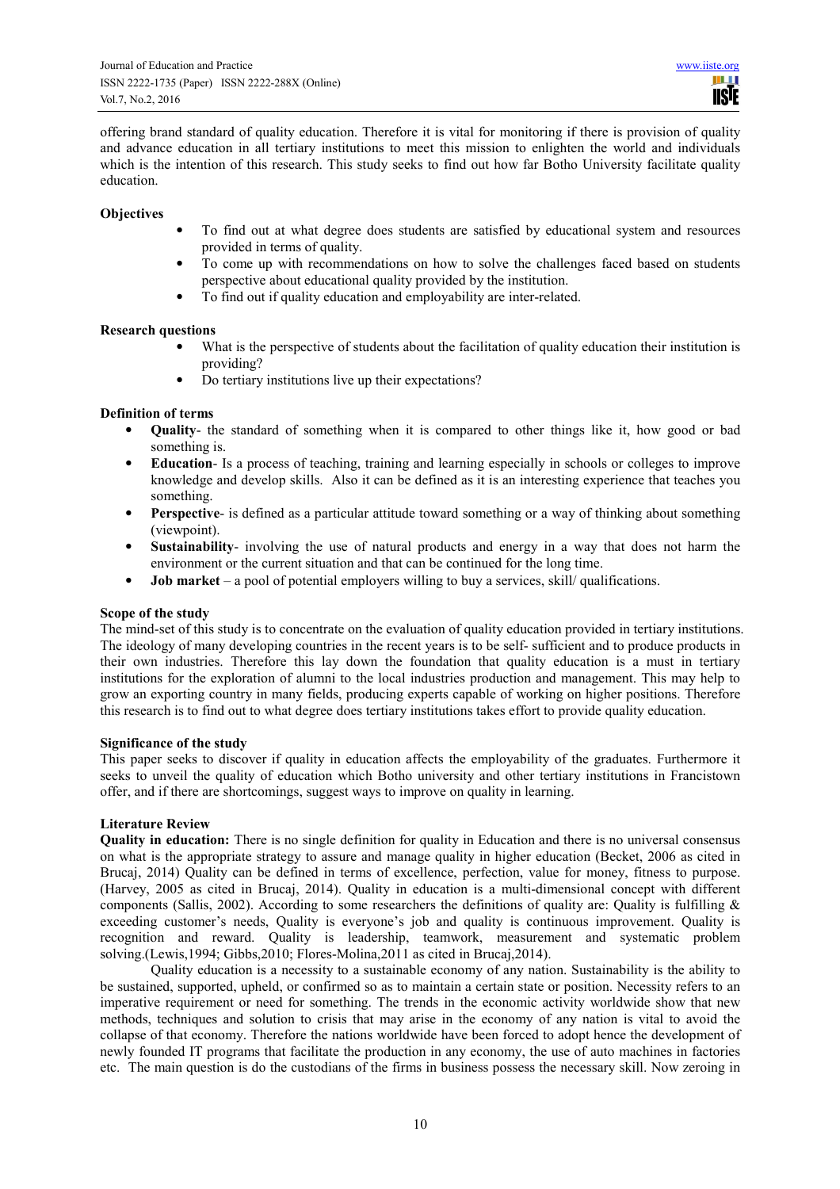offering brand standard of quality education. Therefore it is vital for monitoring if there is provision of quality and advance education in all tertiary institutions to meet this mission to enlighten the world and individuals which is the intention of this research. This study seeks to find out how far Botho University facilitate quality education.

**Objectives**

- To find out at what degree does students are satisfied by educational system and resources provided in terms of quality.
- To come up with recommendations on how to solve the challenges faced based on students perspective about educational quality provided by the institution.
- To find out if quality education and employability are inter-related.

**Research questions**

- What is the perspective of students about the facilitation of quality education their institution is providing?
- Do tertiary institutions live up their expectations?

**Definition of terms**

- **Quality**- the standard of something when it is compared to other things like it, how good or bad something is.
- **Education**- Is a process of teaching, training and learning especially in schools or colleges to improve knowledge and develop skills. Also it can be defined as it is an interesting experience that teaches you something.
- **Perspective**- is defined as a particular attitude toward something or a way of thinking about something (viewpoint).
- **Sustainability**- involving the use of natural products and energy in a way that does not harm the environment or the current situation and that can be continued for the long time.
- **Job market** – a pool of potential employers willing to buy a services, skill/ qualifications.

**Scope of the study**

The mind-set of this study is to concentrate on the evaluation of quality education provided in tertiary institutions. The ideology of many developing countries in the recent years is to be self- sufficient and to produce products in their own industries. Therefore this lay down the foundation that quality education is a must in tertiary institutions for the exploration of alumni to the local industries production and management. This may help to grow an exporting country in many fields, producing experts capable of working on higher positions. Therefore this research is to find out to what degree does tertiary institutions takes effort to provide quality education.

**Significance of the study**

This paper seeks to discover if quality in education affects the employability of the graduates. Furthermore it seeks to unveil the quality of education which Botho university and other tertiary institutions in Francistown offer, and if there are shortcomings, suggest ways to improve on quality in learning.

**Literature Review**

**Quality in education:** There is no single definition for quality in Education and there is no universal consensus on what is the appropriate strategy to assure and manage quality in higher education (Becket, 2006 as cited in Brucaj, 2014) Quality can be defined in terms of excellence, perfection, value for money, fitness to purpose. (Harvey, 2005 as cited in Brucaj, 2014). Quality in education is a multi-dimensional concept with different components (Sallis, 2002). According to some researchers the definitions of quality are: Quality is fulfilling & exceeding customer's needs, Quality is everyone's job and quality is continuous improvement. Quality is recognition and reward. Quality is leadership, teamwork, measurement and systematic problem solving.(Lewis,1994; Gibbs,2010; Flores-Molina,2011 as cited in Brucaj,2014).

Quality education is a necessity to a sustainable economy of any nation. Sustainability is the ability to be sustained, supported, upheld, or confirmed so as to maintain a certain state or position. Necessity refers to an imperative requirement or need for something. The trends in the economic activity worldwide show that new methods, techniques and solution to crisis that may arise in the economy of any nation is vital to avoid the collapse of that economy. Therefore the nations worldwide have been forced to adopt hence the development of newly founded IT programs that facilitate the production in any economy, the use of auto machines in factories etc. The main question is do the custodians of the firms in business possess the necessary skill. Now zeroing in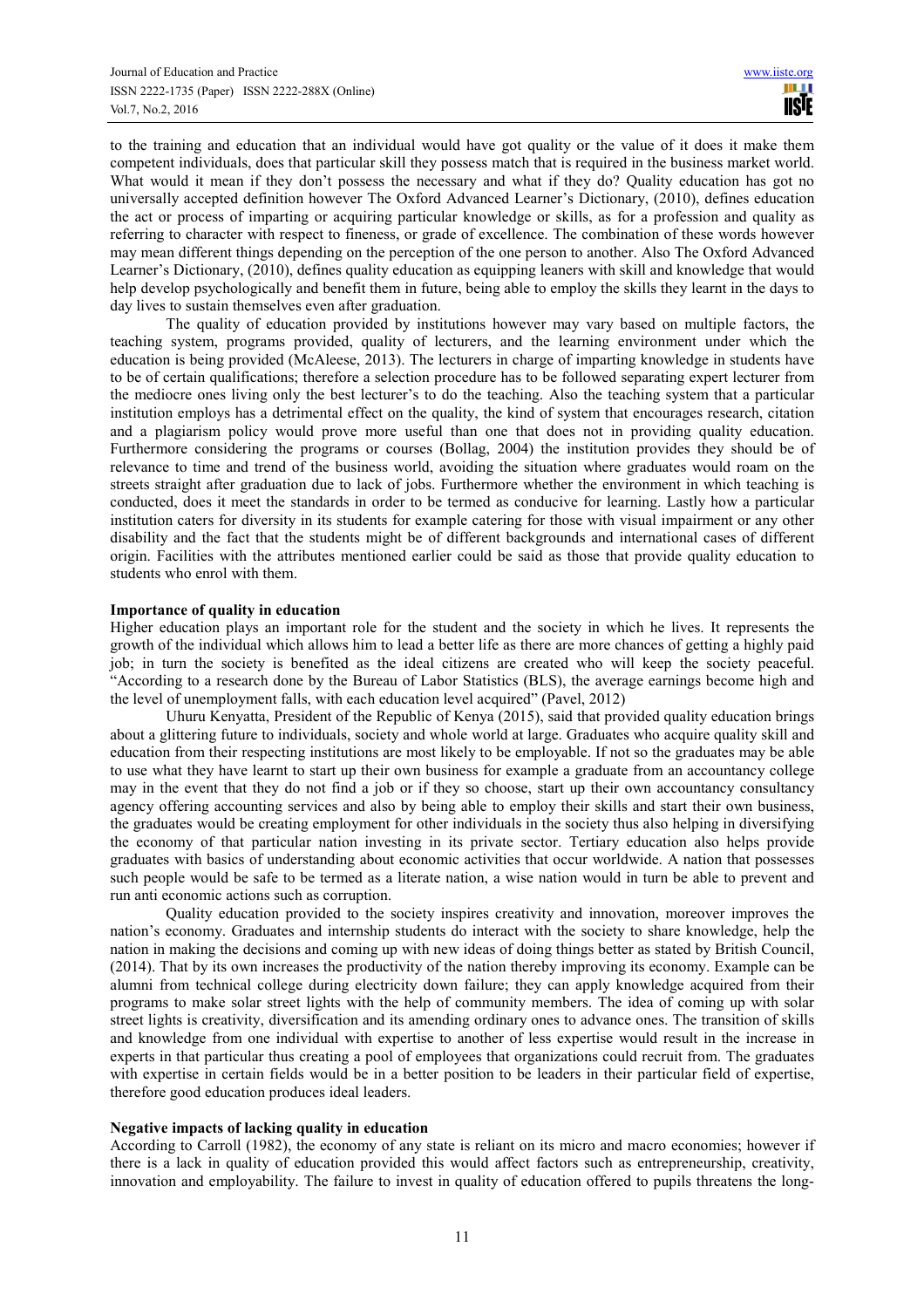to the training and education that an individual would have got quality or the value of it does it make them competent individuals, does that particular skill they possess match that is required in the business market world. What would it mean if they don't possess the necessary and what if they do? Quality education has got no universally accepted definition however The Oxford Advanced Learner's Dictionary, (2010), defines education the act or process of imparting or acquiring particular knowledge or skills, as for a profession and quality as referring to character with respect to fineness, or grade of excellence. The combination of these words however may mean different things depending on the perception of the one person to another. Also The Oxford Advanced Learner's Dictionary, (2010), defines quality education as equipping leaners with skill and knowledge that would help develop psychologically and benefit them in future, being able to employ the skills they learnt in the days to day lives to sustain themselves even after graduation.

The quality of education provided by institutions however may vary based on multiple factors, the teaching system, programs provided, quality of lecturers, and the learning environment under which the education is being provided (McAleese, 2013). The lecturers in charge of imparting knowledge in students have to be of certain qualifications; therefore a selection procedure has to be followed separating expert lecturer from the mediocre ones living only the best lecturer's to do the teaching. Also the teaching system that a particular institution employs has a detrimental effect on the quality, the kind of system that encourages research, citation and a plagiarism policy would prove more useful than one that does not in providing quality education. Furthermore considering the programs or courses (Bollag, 2004) the institution provides they should be of relevance to time and trend of the business world, avoiding the situation where graduates would roam on the streets straight after graduation due to lack of jobs. Furthermore whether the environment in which teaching is conducted, does it meet the standards in order to be termed as conducive for learning. Lastly how a particular institution caters for diversity in its students for example catering for those with visual impairment or any other disability and the fact that the students might be of different backgrounds and international cases of different origin. Facilities with the attributes mentioned earlier could be said as those that provide quality education to students who enrol with them.

**Importance of quality in education**

Higher education plays an important role for the student and the society in which he lives. It represents the growth of the individual which allows him to lead a better life as there are more chances of getting a highly paid job; in turn the society is benefited as the ideal citizens are created who will keep the society peaceful. "According to a research done by the Bureau of Labor Statistics (BLS), the average earnings become high and the level of unemployment falls, with each education level acquired" (Pavel, 2012)

Uhuru Kenyatta, President of the Republic of Kenya (2015), said that provided quality education brings about a glittering future to individuals, society and whole world at large. Graduates who acquire quality skill and education from their respecting institutions are most likely to be employable. If not so the graduates may be able to use what they have learnt to start up their own business for example a graduate from an accountancy college may in the event that they do not find a job or if they so choose, start up their own accountancy consultancy agency offering accounting services and also by being able to employ their skills and start their own business, the graduates would be creating employment for other individuals in the society thus also helping in diversifying the economy of that particular nation investing in its private sector. Tertiary education also helps provide graduates with basics of understanding about economic activities that occur worldwide. A nation that possesses such people would be safe to be termed as a literate nation, a wise nation would in turn be able to prevent and run anti economic actions such as corruption.

Quality education provided to the society inspires creativity and innovation, moreover improves the nation's economy. Graduates and internship students do interact with the society to share knowledge, help the nation in making the decisions and coming up with new ideas of doing things better as stated by British Council, (2014). That by its own increases the productivity of the nation thereby improving its economy. Example can be alumni from technical college during electricity down failure; they can apply knowledge acquired from their programs to make solar street lights with the help of community members. The idea of coming up with solar street lights is creativity, diversification and its amending ordinary ones to advance ones. The transition of skills and knowledge from one individual with expertise to another of less expertise would result in the increase in experts in that particular thus creating a pool of employees that organizations could recruit from. The graduates with expertise in certain fields would be in a better position to be leaders in their particular field of expertise, therefore good education produces ideal leaders.

**Negative impacts of lacking quality in education**

According to Carroll (1982), the economy of any state is reliant on its micro and macro economies; however if there is a lack in quality of education provided this would affect factors such as entrepreneurship, creativity, innovation and employability. The failure to invest in quality of education offered to pupils threatens the long-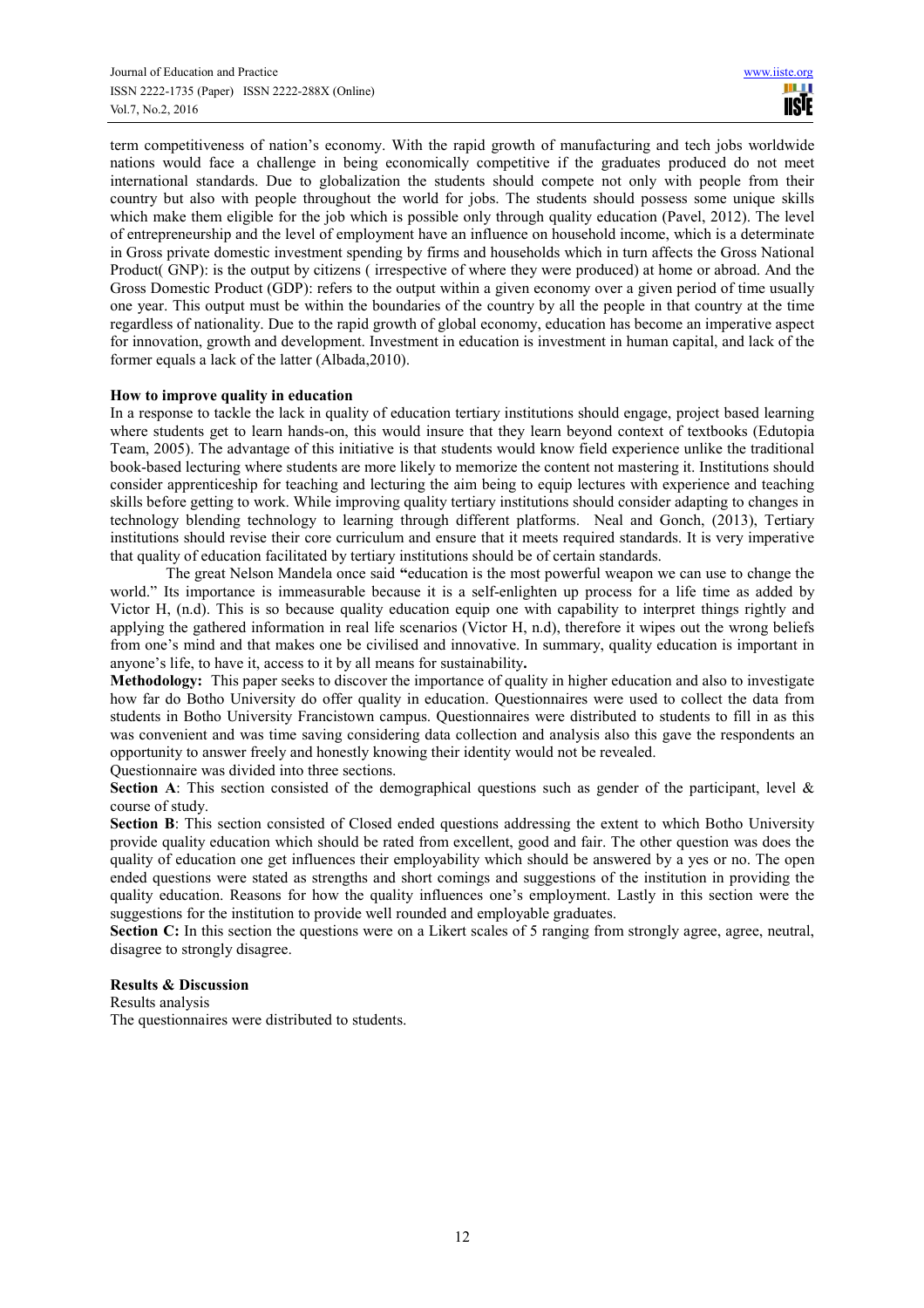term competitiveness of nation's economy. With the rapid growth of manufacturing and tech jobs worldwide nations would face a challenge in being economically competitive if the graduates produced do not meet international standards. Due to globalization the students should compete not only with people from their country but also with people throughout the world for jobs. The students should possess some unique skills which make them eligible for the job which is possible only through quality education (Pavel, 2012). The level of entrepreneurship and the level of employment have an influence on household income, which is a determinate in Gross private domestic investment spending by firms and households which in turn affects the Gross National Product( GNP): is the output by citizens ( irrespective of where they were produced) at home or abroad. And the Gross Domestic Product (GDP): refers to the output within a given economy over a given period of time usually one year. This output must be within the boundaries of the country by all the people in that country at the time regardless of nationality. Due to the rapid growth of global economy, education has become an imperative aspect for innovation, growth and development. Investment in education is investment in human capital, and lack of the former equals a lack of the latter (Albada,2010).

**How to improve quality in education**

In a response to tackle the lack in quality of education tertiary institutions should engage, project based learning where students get to learn hands-on, this would insure that they learn beyond context of textbooks (Edutopia Team, 2005). The advantage of this initiative is that students would know field experience unlike the traditional book-based lecturing where students are more likely to memorize the content not mastering it. Institutions should consider apprenticeship for teaching and lecturing the aim being to equip lectures with experience and teaching skills before getting to work. While improving quality tertiary institutions should consider adapting to changes in technology blending technology to learning through different platforms. Neal and Gonch, (2013), Tertiary institutions should revise their core curriculum and ensure that it meets required standards. It is very imperative that quality of education facilitated by tertiary institutions should be of certain standards.

The great Nelson Mandela once said **"**education is the most powerful weapon we can use to change the world." Its importance is immeasurable because it is a self-enlighten up process for a life time as added by Victor H, (n.d). This is so because quality education equip one with capability to interpret things rightly and applying the gathered information in real life scenarios (Victor H, n.d), therefore it wipes out the wrong beliefs from one's mind and that makes one be civilised and innovative. In summary, quality education is important in anyone's life, to have it, access to it by all means for sustainability**.**

**Methodology:** This paper seeks to discover the importance of quality in higher education and also to investigate how far do Botho University do offer quality in education. Questionnaires were used to collect the data from students in Botho University Francistown campus. Questionnaires were distributed to students to fill in as this was convenient and was time saving considering data collection and analysis also this gave the respondents an opportunity to answer freely and honestly knowing their identity would not be revealed.

Questionnaire was divided into three sections.

**Section A**: This section consisted of the demographical questions such as gender of the participant, level & course of study.

**Section B**: This section consisted of Closed ended questions addressing the extent to which Botho University provide quality education which should be rated from excellent, good and fair. The other question was does the quality of education one get influences their employability which should be answered by a yes or no. The open ended questions were stated as strengths and short comings and suggestions of the institution in providing the quality education. Reasons for how the quality influences one's employment. Lastly in this section were the suggestions for the institution to provide well rounded and employable graduates.

**Section C:** In this section the questions were on a Likert scales of 5 ranging from strongly agree, agree, neutral, disagree to strongly disagree.

**Results & Discussion**

Results analysis

The questionnaires were distributed to students.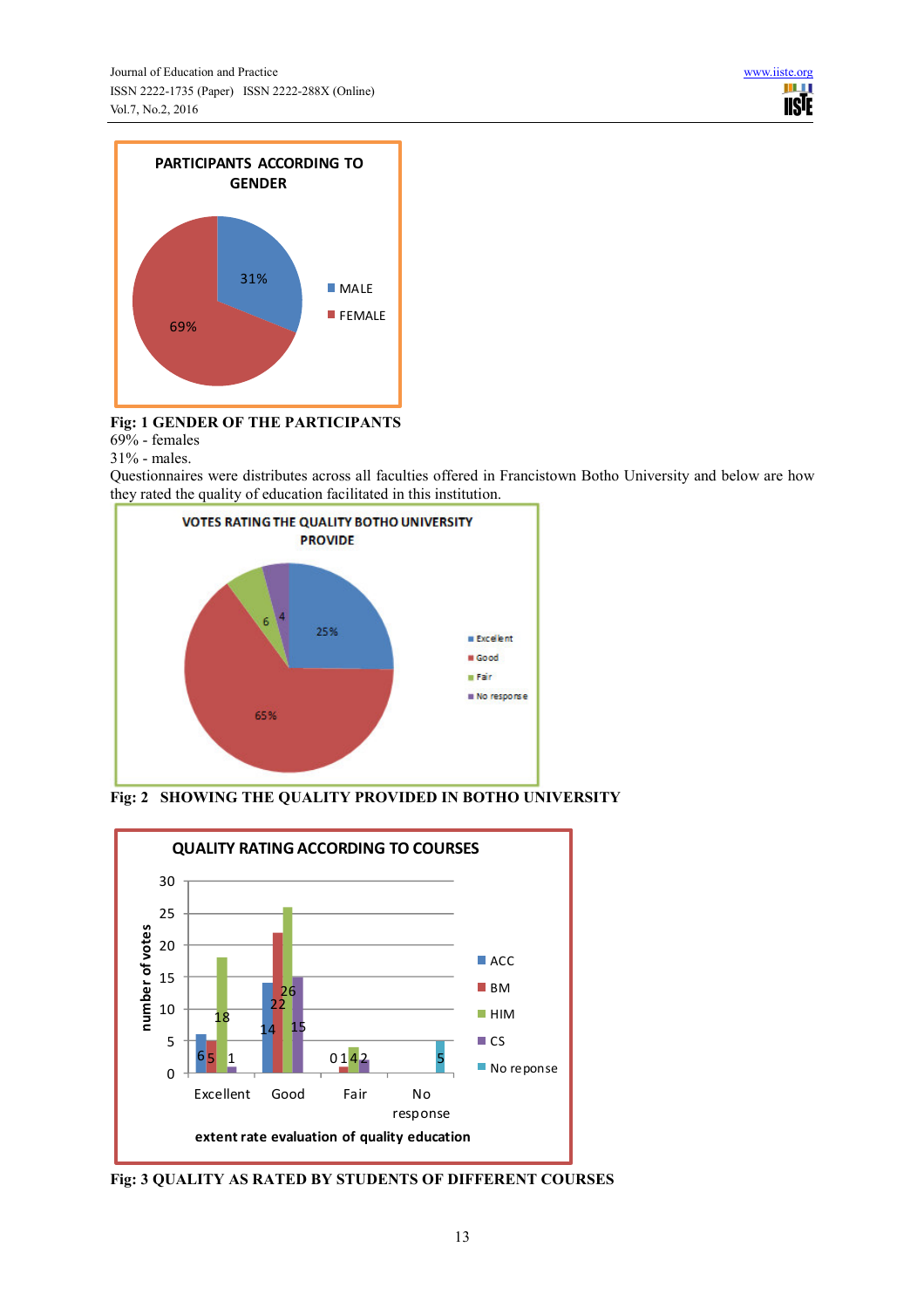**Fig: 1 GENDER OF THE PARTICIPANTS**

69% - females

31% - males.

Questionnaires were distributes across all faculties offered in Francistown Botho University and below are how they rated the quality of education facilitated in this institution.

**Fig: 2 SHOWING THE QUALITY PROVIDED IN BOTHO UNIVERSITY**

**Fig: 3 QUALITY AS RATED BY STUDENTS OF DIFFERENT COURSES**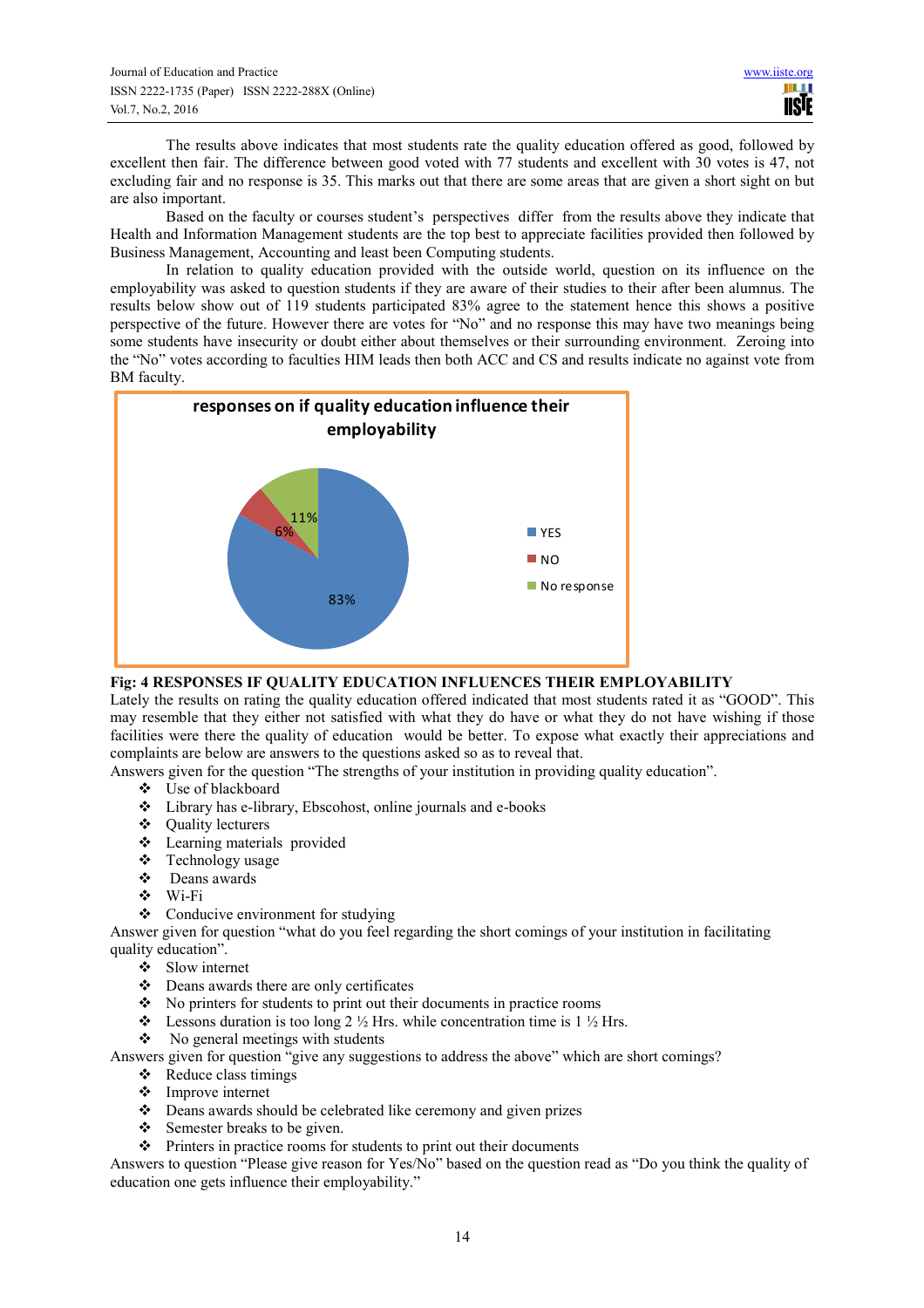The results above indicates that most students rate the quality education offered as good, followed by excellent then fair. The difference between good voted with 77 students and excellent with 30 votes is 47, not excluding fair and no response is 35. This marks out that there are some areas that are given a short sight on but are also important.

Based on the faculty or courses student's perspectives differ from the results above they indicate that Health and Information Management students are the top best to appreciate facilities provided then followed by Business Management, Accounting and least been Computing students.

In relation to quality education provided with the outside world, question on its influence on the employability was asked to question students if they are aware of their studies to their after been alumnus. The results below show out of 119 students participated 83% agree to the statement hence this shows a positive perspective of the future. However there are votes for "No" and no response this may have two meanings being some students have insecurity or doubt either about themselves or their surrounding environment. Zeroing into the "No" votes according to faculties HIM leads then both ACC and CS and results indicate no against vote from BM faculty.

**Fig: 4 RESPONSES IF QUALITY EDUCATION INFLUENCES THEIR EMPLOYABILITY**

Lately the results on rating the quality education offered indicated that most students rated it as "GOOD". This may resemble that they either not satisfied with what they do have or what they do not have wishing if those facilities were there the quality of education would be better. To expose what exactly their appreciations and complaints are below are answers to the questions asked so as to reveal that.

Answers given for the question "The strengths of your institution in providing quality education".

- Use of blackboard
- Library has e-library, Ebscohost, online journals and e-books
- Quality lecturers
- Learning materials provided
- Technology usage
- Deans awards
- Wi-Fi
- Conducive environment for studying

Answer given for question "what do you feel regarding the short comings of your institution in facilitating quality education".

- Slow internet
- Deans awards there are only certificates
- No printers for students to print out their documents in practice rooms
- Lessons duration is too long 2 ½ Hrs. while concentration time is 1 ½ Hrs.
- No general meetings with students

Answers given for question "give any suggestions to address the above" which are short comings?

- Reduce class timings
- Improve internet
- Deans awards should be celebrated like ceremony and given prizes
- Semester breaks to be given.
- Printers in practice rooms for students to print out their documents

Answers to question "Please give reason for Yes/No" based on the question read as "Do you think the quality of education one gets influence their employability."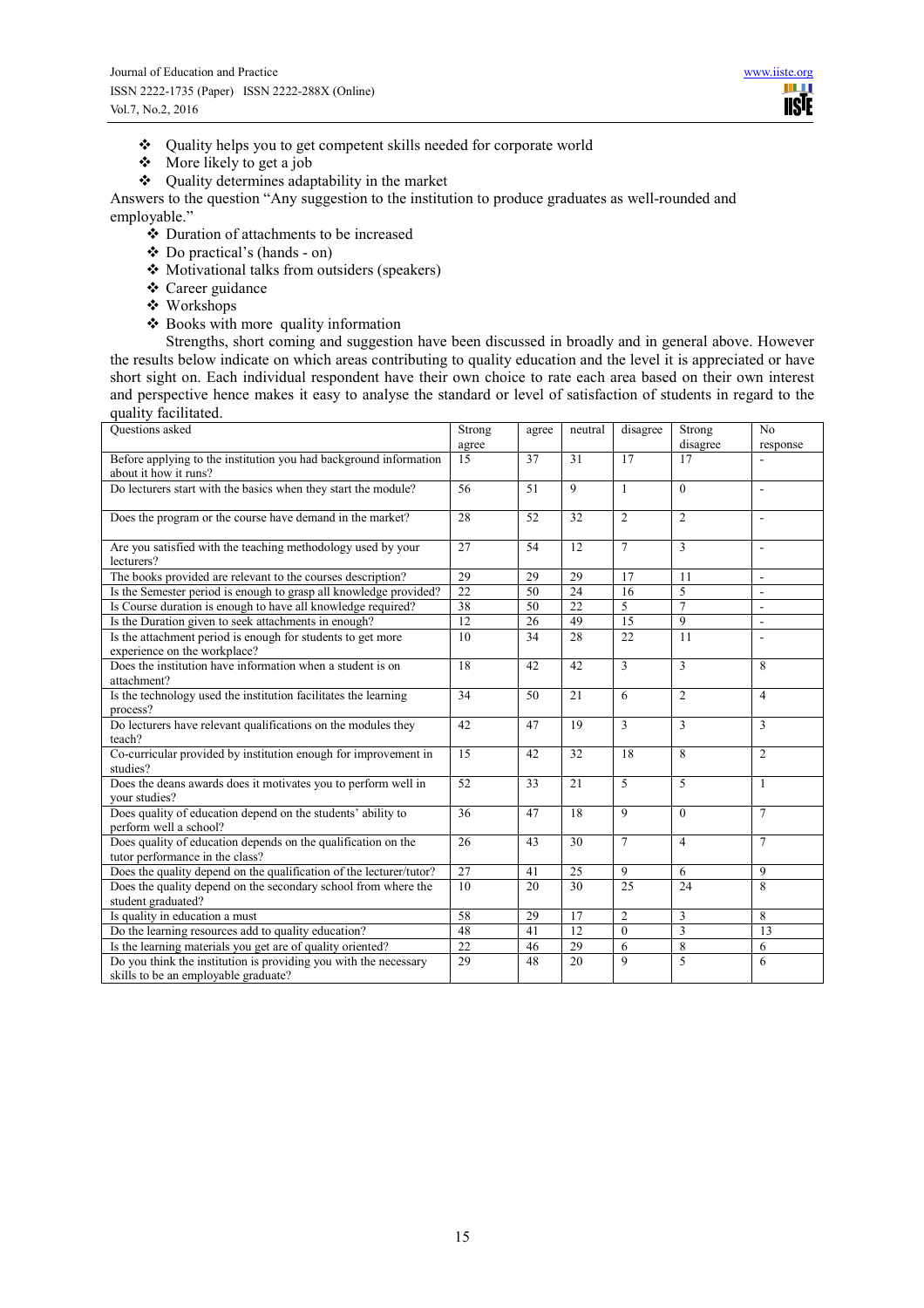- ❖ Quality helps you to get competent skills needed for corporate world
- ❖ More likely to get a job
- ❖ Quality determines adaptability in the market

Answers to the question "Any suggestion to the institution to produce graduates as well-rounded and employable."

- ❖ Duration of attachments to be increased
- ❖ Do practical's (hands - on)
- ❖ Motivational talks from outsiders (speakers)
- ❖ Career guidance
- ❖ Workshops
- ❖ Books with more quality information

Strengths, short coming and suggestion have been discussed in broadly and in general above. However the results below indicate on which areas contributing to quality education and the level it is appreciated or have short sight on. Each individual respondent have their own choice to rate each area based on their own interest and perspective hence makes it easy to analyse the standard or level of satisfaction of students in regard to the quality facilitated.

| Questions asked | Strong agree | agree | neutral | disagree | Strong disagree | No response |
|---|---|---|---|---|---|---|
| Before applying to the institution you had background information about it how it runs? | 15 | 37 | 31 | 17 | 17 | - |
| Do lecturers start with the basics when they start the module? | 56 | 51 | 9 | 1 | 0 | - |
| Does the program or the course have demand in the market? | 28 | 52 | 32 | 2 | 2 | - |
| Are you satisfied with the teaching methodology used by your lecturers? | 27 | 54 | 12 | 7 | 3 | - |
| The books provided are relevant to the courses description? | 29 | 29 | 29 | 17 | 11 | - |
| Is the Semester period is enough to grasp all knowledge provided? | 22 | 50 | 24 | 16 | 5 | - |
| Is Course duration is enough to have all knowledge required? | 38 | 50 | 22 | 5 | 7 | - |
| Is the Duration given to seek attachments in enough? | 12 | 26 | 49 | 15 | 9 | - |
| Is the attachment period is enough for students to get more experience on the workplace? | 10 | 34 | 28 | 22 | 11 | - |
| Does the institution have information when a student is on attachment? | 18 | 42 | 42 | 3 | 3 | 8 |
| Is the technology used the institution facilitates the learning process? | 34 | 50 | 21 | 6 | 2 | 4 |
| Do lecturers have relevant qualifications on the modules they teach? | 42 | 47 | 19 | 3 | 3 | 3 |
| Co-curricular provided by institution enough for improvement in studies? | 15 | 42 | 32 | 18 | 8 | 2 |
| Does the deans awards does it motivates you to perform well in your studies? | 52 | 33 | 21 | 5 | 5 | 1 |
| Does quality of education depend on the students' ability to perform well a school? | 36 | 47 | 18 | 9 | 0 | 7 |
| Does quality of education depends on the qualification on the tutor performance in the class? | 26 | 43 | 30 | 7 | 4 | 7 |
| Does the quality depend on the qualification of the lecturer/tutor? | 27 | 41 | 25 | 9 | 6 | 9 |
| Does the quality depend on the secondary school from where the student graduated? | 10 | 20 | 30 | 25 | 24 | 8 |
| Is quality in education a must | 58 | 29 | 17 | 2 | 3 | 8 |
| Do the learning resources add to quality education? | 48 | 41 | 12 | 0 | 3 | 13 |
| Is the learning materials you get are of quality oriented? | 22 | 46 | 29 | 6 | 8 | 6 |
| Do you think the institution is providing you with the necessary skills to be an employable graduate? | 29 | 48 | 20 | 9 | 5 | 6 |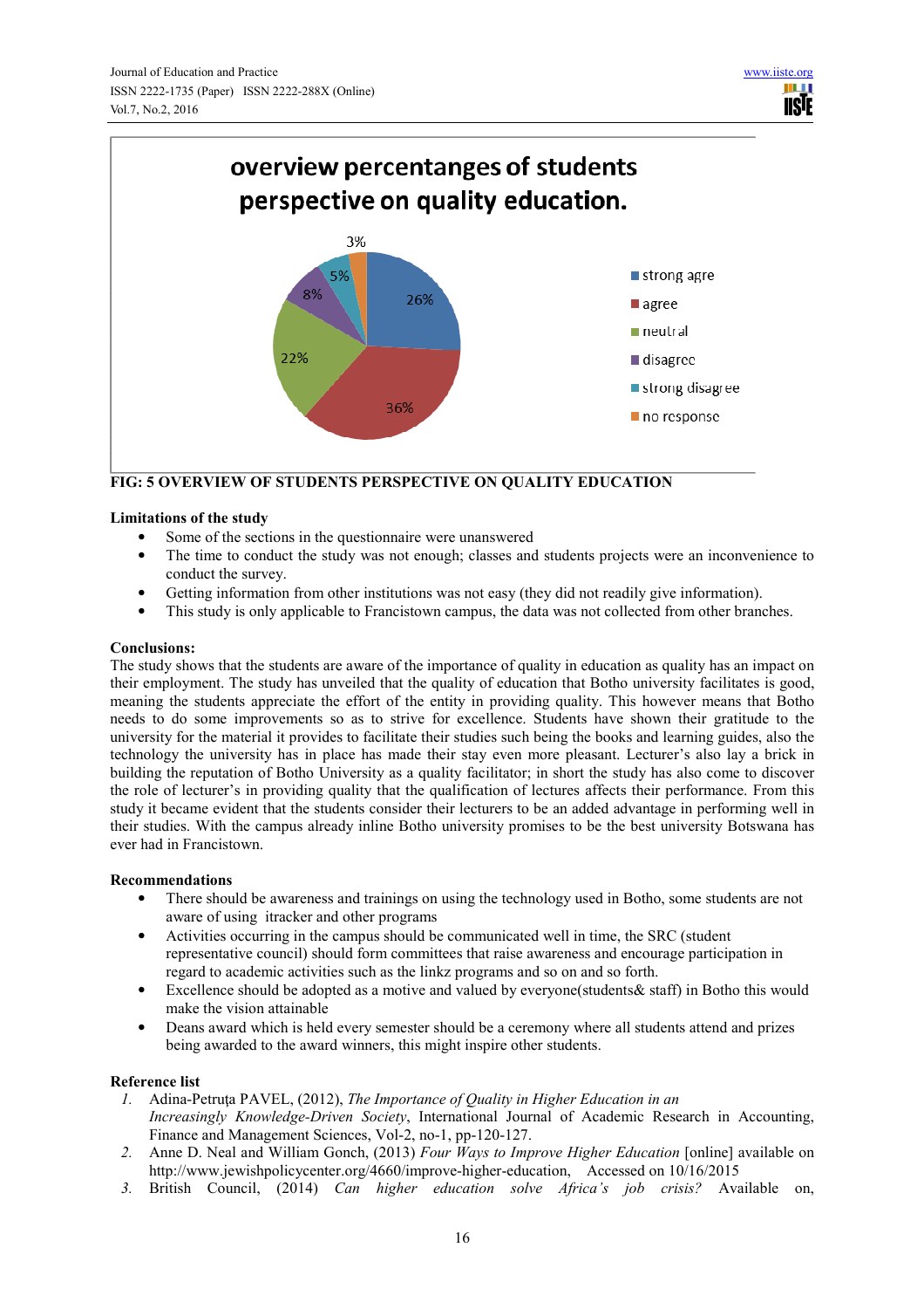overview percentanges of students perspective on quality education.

| | |
|---|---|
| strong agre | 26% |
| agree | 36% |
| neutral | 22% |
| disagree | 8% |
| strong disagree | 5% |
| no response | 3% |

**FIG: 5 OVERVIEW OF STUDENTS PERSPECTIVE ON QUALITY EDUCATION**

**Limitations of the study**

- Some of the sections in the questionnaire were unanswered
- The time to conduct the study was not enough; classes and students projects were an inconvenience to conduct the survey.
- Getting information from other institutions was not easy (they did not readily give information).
- This study is only applicable to Francistown campus, the data was not collected from other branches.

**Conclusions:**

The study shows that the students are aware of the importance of quality in education as quality has an impact on their employment. The study has unveiled that the quality of education that Botho university facilitates is good, meaning the students appreciate the effort of the entity in providing quality. This however means that Botho needs to do some improvements so as to strive for excellence. Students have shown their gratitude to the university for the material it provides to facilitate their studies such being the books and learning guides, also the technology the university has in place has made their stay even more pleasant. Lecturer's also lay a brick in building the reputation of Botho University as a quality facilitator; in short the study has also come to discover the role of lecturer's in providing quality that the qualification of lectures affects their performance. From this study it became evident that the students consider their lecturers to be an added advantage in performing well in their studies. With the campus already inline Botho university promises to be the best university Botswana has ever had in Francistown.

**Recommendations**

- There should be awareness and trainings on using the technology used in Botho, some students are not aware of using itracker and other programs
- Activities occurring in the campus should be communicated well in time, the SRC (student representative council) should form committees that raise awareness and encourage participation in regard to academic activities such as the linkz programs and so on and so forth.
- Excellence should be adopted as a motive and valued by everyone(students& staff) in Botho this would make the vision attainable
- Deans award which is held every semester should be a ceremony where all students attend and prizes being awarded to the award winners, this might inspire other students.

**Reference list**

1. Adina-Petruţa PAVEL, (2012), *The Importance of Quality in Higher Education in an Increasingly Knowledge-Driven Society*, International Journal of Academic Research in Accounting, Finance and Management Sciences, Vol-2, no-1, pp-120-127.
2. Anne D. Neal and William Gonch, (2013) *Four Ways to Improve Higher Education* [online] available on http://www.jewishpolicycenter.org/4660/improve-higher-education, Accessed on 10/16/2015
3. British Council, (2014) *Can higher education solve Africa's job crisis?* Available on,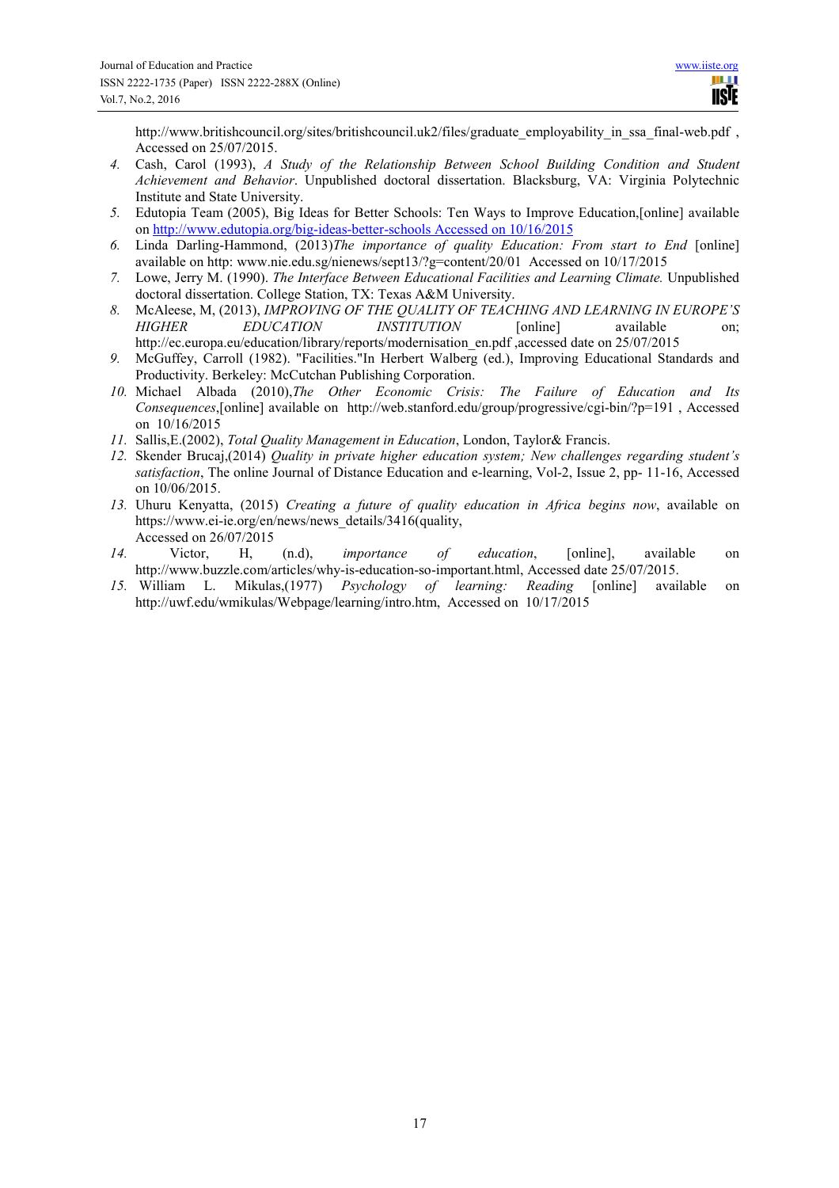http://www.britishcouncil.org/sites/britishcouncil.uk2/files/graduate_employability_in_ssa_final-web.pdf , Accessed on 25/07/2015.

4. Cash, Carol (1993), *A Study of the Relationship Between School Building Condition and Student Achievement and Behavior*. Unpublished doctoral dissertation. Blacksburg, VA: Virginia Polytechnic Institute and State University.
5. Edutopia Team (2005), Big Ideas for Better Schools: Ten Ways to Improve Education,[online] available on http://www.edutopia.org/big-ideas-better-schools Accessed on 10/16/2015
6. Linda Darling-Hammond, (2013)*The importance of quality Education: From start to End* [online] available on http: www.nie.edu.sg/nienews/sept13/?g=content/20/01 Accessed on 10/17/2015
7. Lowe, Jerry M. (1990). *The Interface Between Educational Facilities and Learning Climate.* Unpublished doctoral dissertation. College Station, TX: Texas A&M University.
8. McAleese, M, (2013), *IMPROVING OF THE QUALITY OF TEACHING AND LEARNING IN EUROPE'S HIGHER EDUCATION INSTITUTION* [online] available on; http://ec.europa.eu/education/library/reports/modernisation_en.pdf ,accessed date on 25/07/2015
9. McGuffey, Carroll (1982). "Facilities."In Herbert Walberg (ed.), Improving Educational Standards and Productivity. Berkeley: McCutchan Publishing Corporation.
10. Michael Albada (2010),*The Other Economic Crisis: The Failure of Education and Its Consequences*,[online] available on http://web.stanford.edu/group/progressive/cgi-bin/?p=191 , Accessed on 10/16/2015
11. Sallis,E.(2002), *Total Quality Management in Education*, London, Taylor& Francis.
12. Skender Brucaj,(2014) *Quality in private higher education system; New challenges regarding student's satisfaction*, The online Journal of Distance Education and e-learning, Vol-2, Issue 2, pp- 11-16, Accessed on 10/06/2015.
13. Uhuru Kenyatta, (2015) *Creating a future of quality education in Africa begins now*, available on https://www.ei-ie.org/en/news/news_details/3416(quality, Accessed on 26/07/2015
14. Victor, H, (n.d), *importance of education*, [online], available on http://www.buzzle.com/articles/why-is-education-so-important.html, Accessed date 25/07/2015.
15. William L. Mikulas,(1977) *Psychology of learning: Reading* [online] available on http://uwf.edu/wmikulas/Webpage/learning/intro.htm, Accessed on 10/17/2015